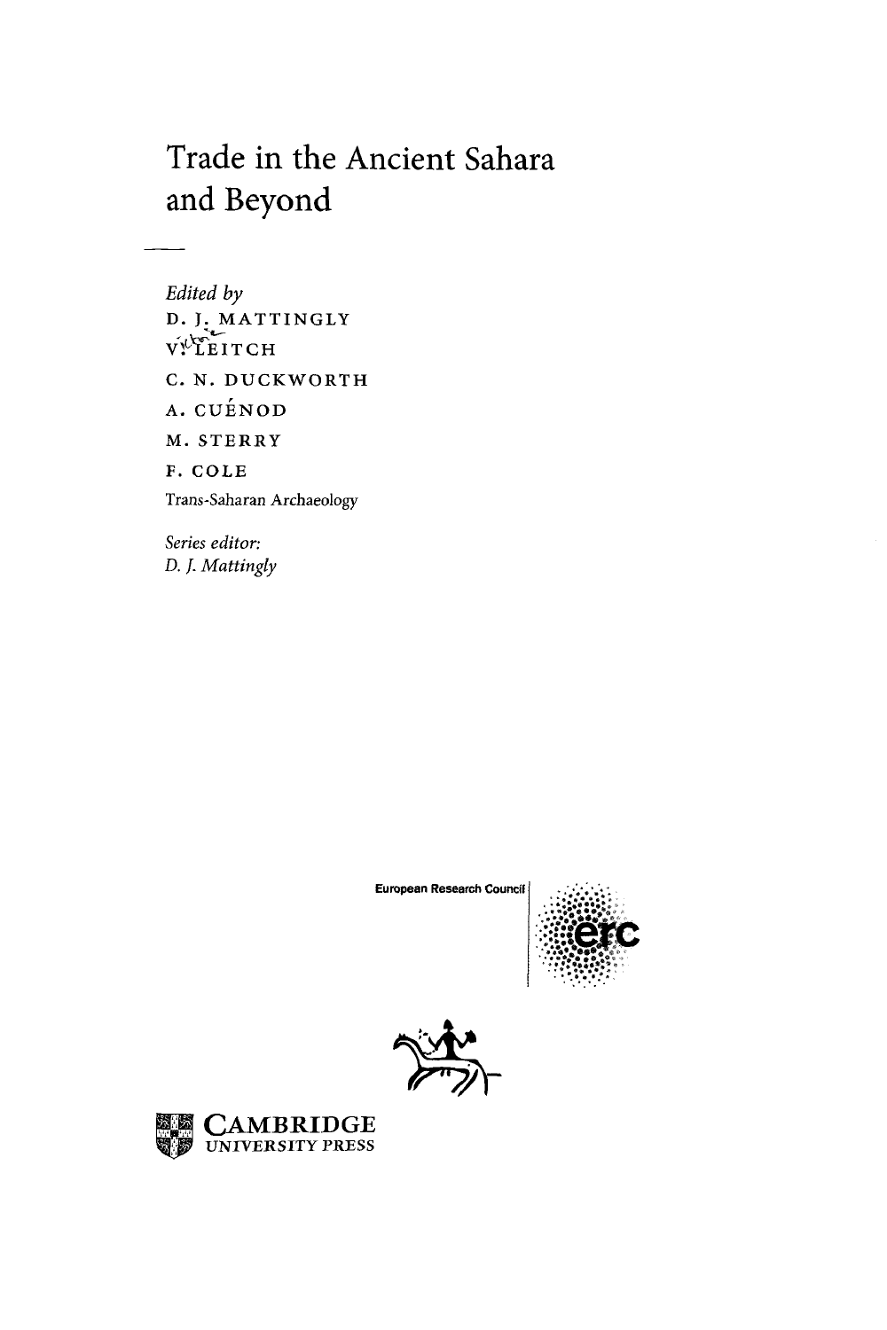# Trade in the Ancient Sahara and Beyond

*Edited by*
D. J. MATTINGLY
V. LEITCH
C. N. DUCKWORTH
A. CUÉNOD
M. STERRY
F. COLE
Trans-Saharan Archaeology

*Series editor:*
*D. J. Mattingly*

European Research Council

erc

CAMBRIDGE
UNIVERSITY PRESS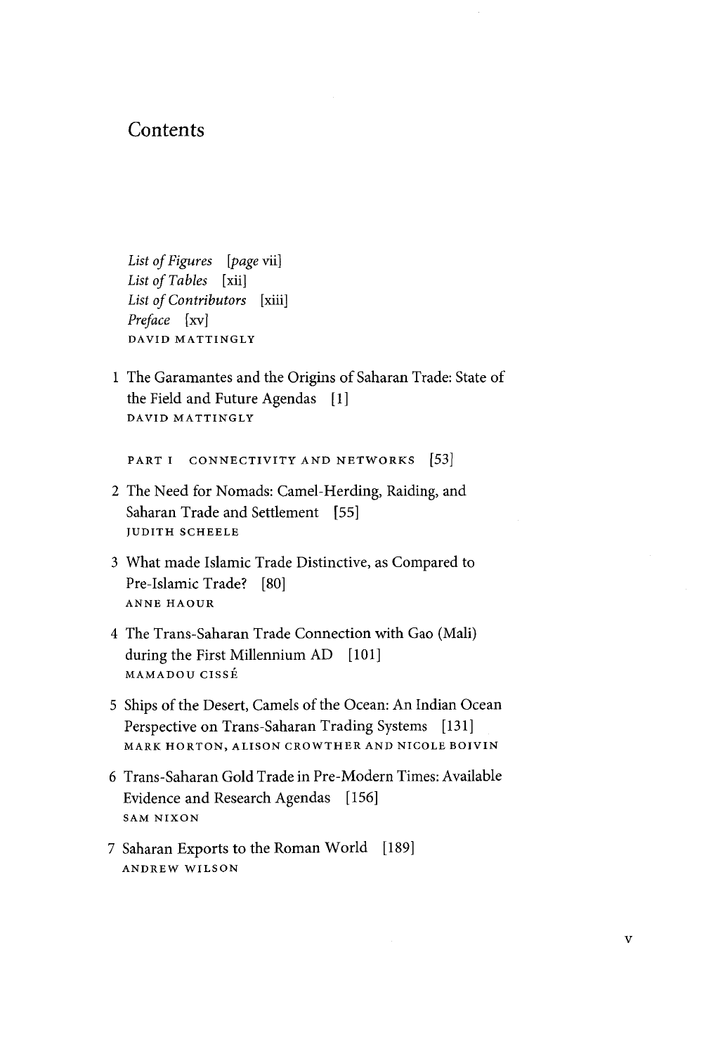# Contents

*List of Figures* [*page* vii]
*List of Tables* [xii]
*List of Contributors* [xiii]
*Preface* [xv]
DAVID MATTINGLY

1 The Garamantes and the Origins of Saharan Trade: State of the Field and Future Agendas [1]
DAVID MATTINGLY

PART I CONNECTIVITY AND NETWORKS [53]

2 The Need for Nomads: Camel-Herding, Raiding, and Saharan Trade and Settlement [55]
JUDITH SCHEELE

3 What made Islamic Trade Distinctive, as Compared to Pre-Islamic Trade? [80]
ANNE HAOUR

4 The Trans-Saharan Trade Connection with Gao (Mali) during the First Millennium AD [101]
MAMADOU CISSÉ

5 Ships of the Desert, Camels of the Ocean: An Indian Ocean Perspective on Trans-Saharan Trading Systems [131]
MARK HORTON, ALISON CROWTHER AND NICOLE BOIVIN

6 Trans-Saharan Gold Trade in Pre-Modern Times: Available Evidence and Research Agendas [156]
SAM NIXON

7 Saharan Exports to the Roman World [189]
ANDREW WILSON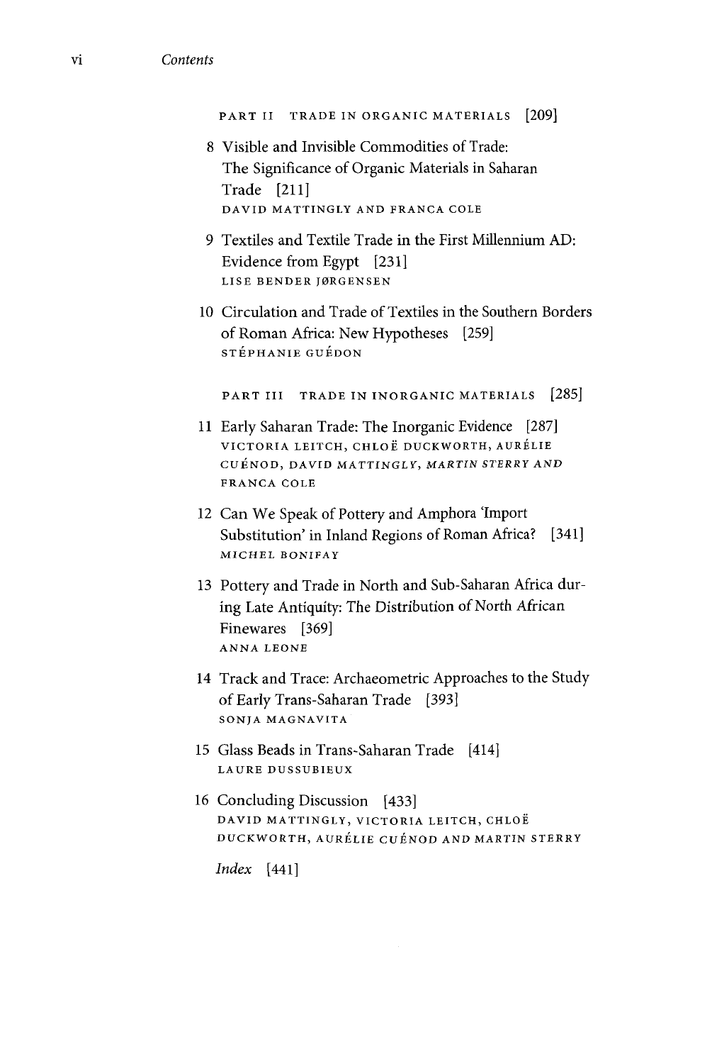PART II TRADE IN ORGANIC MATERIALS [209]

8 Visible and Invisible Commodities of Trade: The Significance of Organic Materials in Saharan Trade [211]
DAVID MATTINGLY AND FRANCA COLE

9 Textiles and Textile Trade in the First Millennium AD: Evidence from Egypt [231]
LISE BENDER JØRGENSEN

10 Circulation and Trade of Textiles in the Southern Borders of Roman Africa: New Hypotheses [259]
STÉPHANIE GUÉDON

PART III TRADE IN INORGANIC MATERIALS [285]

11 Early Saharan Trade: The Inorganic Evidence [287]
VICTORIA LEITCH, CHLOË DUCKWORTH, AURÉLIE CUÉNOD, DAVID MATTINGLY, MARTIN STERRY AND FRANCA COLE

12 Can We Speak of Pottery and Amphora 'Import Substitution' in Inland Regions of Roman Africa? [341]
MICHEL BONIFAY

13 Pottery and Trade in North and Sub-Saharan Africa during Late Antiquity: The Distribution of North African Finewares [369]
ANNA LEONE

14 Track and Trace: Archaeometric Approaches to the Study of Early Trans-Saharan Trade [393]
SONJA MAGNAVITA

15 Glass Beads in Trans-Saharan Trade [414]
LAURE DUSSUBIEUX

16 Concluding Discussion [433]
DAVID MATTINGLY, VICTORIA LEITCH, CHLOË DUCKWORTH, AURÉLIE CUÉNOD AND MARTIN STERRY

*Index* [441]